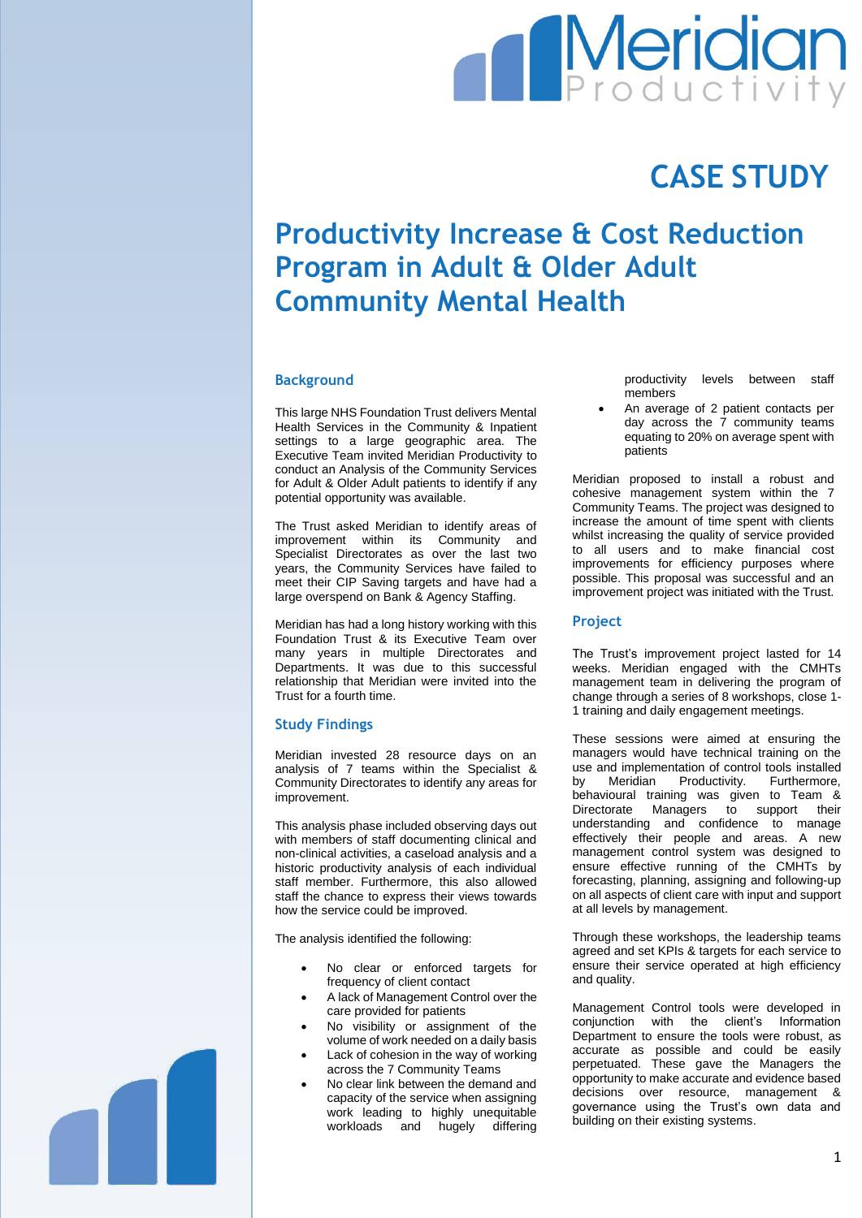# CASE STUDY

# Productivity Increase & Cost Reduction Program in Adult & Older Adult Community Mental Health

## Background

This large NHS Foundation Trust delivers Mental Health Services in the Community & Inpatient settings to a large geographic area. The Executive Team invited Meridian Productivity to conduct an Analysis of the Community Services for Adult & Older Adult patients to identify if any potential opportunity was available.

The Trust asked Meridian to identify areas of improvement within its Community and Specialist Directorates as over the last two years, the Community Services have failed to meet their CIP Saving targets and have had a large overspend on Bank & Agency Staffing.

Meridian has had a long history working with this Foundation Trust & its Executive Team over many years in multiple Directorates and Departments. It was due to this successful relationship that Meridian were invited into the Trust for a fourth time.

## Study Findings

Meridian invested 28 resource days on an analysis of 7 teams within the Specialist & Community Directorates to identify any areas for improvement.

This analysis phase included observing days out with members of staff documenting clinical and non-clinical activities, a caseload analysis and a historic productivity analysis of each individual staff member. Furthermore, this also allowed staff the chance to express their views towards how the service could be improved.

The analysis identified the following:

- No clear or enforced targets for frequency of client contact
- A lack of Management Control over the care provided for patients
- No visibility or assignment of the volume of work needed on a daily basis
- Lack of cohesion in the way of working across the 7 Community Teams
- No clear link between the demand and capacity of the service when assigning work leading to highly unequitable workloads and hugely differing productivity levels between staff members
- An average of 2 patient contacts per day across the 7 community teams equating to 20% on average spent with patients

Meridian proposed to install a robust and cohesive management system within the 7 Community Teams. The project was designed to increase the amount of time spent with clients whilst increasing the quality of service provided to all users and to make financial cost improvements for efficiency purposes where possible. This proposal was successful and an improvement project was initiated with the Trust.

## Project

The Trust's improvement project lasted for 14 weeks. Meridian engaged with the CMHTs management team in delivering the program of change through a series of 8 workshops, close 1-1 training and daily engagement meetings.

These sessions were aimed at ensuring the managers would have technical training on the use and implementation of control tools installed by Meridian Productivity. Furthermore, behavioural training was given to Team & Directorate Managers to support their understanding and confidence to manage effectively their people and areas. A new management control system was designed to ensure effective running of the CMHTs by forecasting, planning, assigning and following-up on all aspects of client care with input and support at all levels by management.

Through these workshops, the leadership teams agreed and set KPIs & targets for each service to ensure their service operated at high efficiency and quality.

Management Control tools were developed in conjunction with the client's Information Department to ensure the tools were robust, as accurate as possible and could be easily perpetuated. These gave the Managers the opportunity to make accurate and evidence based decisions over resource, management & governance using the Trust's own data and building on their existing systems.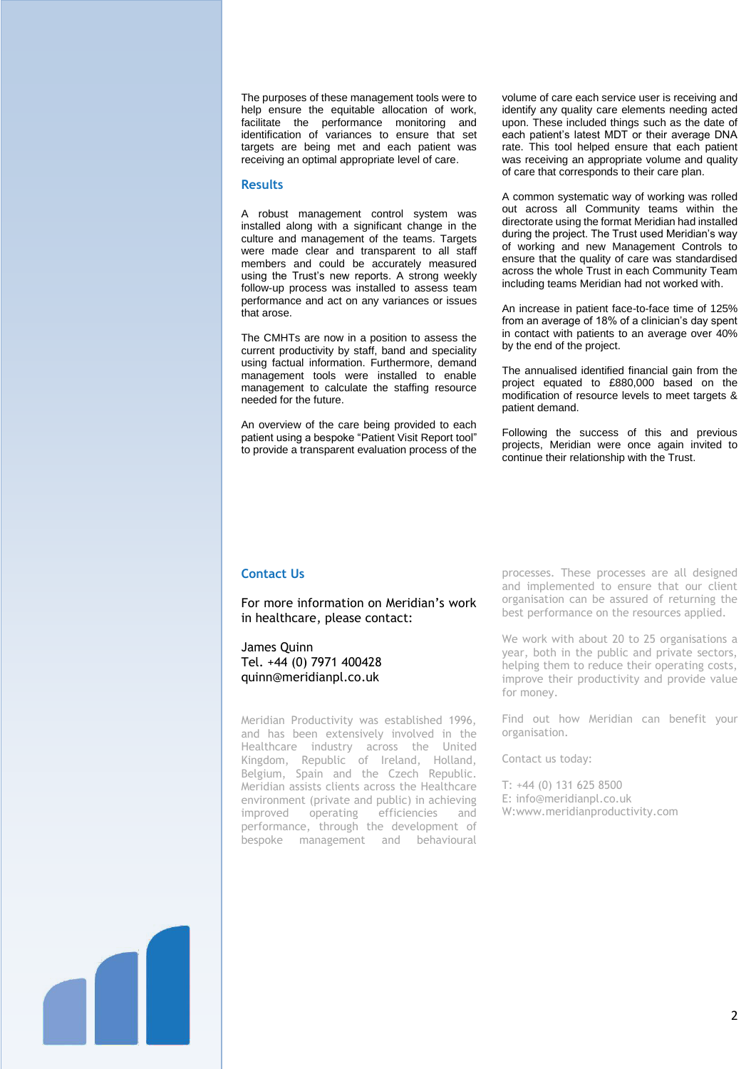The purposes of these management tools were to help ensure the equitable allocation of work, facilitate the performance monitoring and identification of variances to ensure that set targets are being met and each patient was receiving an optimal appropriate level of care.

## Results

A robust management control system was installed along with a significant change in the culture and management of the teams. Targets were made clear and transparent to all staff members and could be accurately measured using the Trust's new reports. A strong weekly follow-up process was installed to assess team performance and act on any variances or issues that arose.

The CMHTs are now in a position to assess the current productivity by staff, band and speciality using factual information. Furthermore, demand management tools were installed to enable management to calculate the staffing resource needed for the future.

An overview of the care being provided to each patient using a bespoke "Patient Visit Report tool" to provide a transparent evaluation process of the volume of care each service user is receiving and identify any quality care elements needing acted upon. These included things such as the date of each patient's latest MDT or their average DNA rate. This tool helped ensure that each patient was receiving an appropriate volume and quality of care that corresponds to their care plan.

A common systematic way of working was rolled out across all Community teams within the directorate using the format Meridian had installed during the project. The Trust used Meridian's way of working and new Management Controls to ensure that the quality of care was standardised across the whole Trust in each Community Team including teams Meridian had not worked with.

An increase in patient face-to-face time of 125% from an average of 18% of a clinician's day spent in contact with patients to an average over 40% by the end of the project.

The annualised identified financial gain from the project equated to £880,000 based on the modification of resource levels to meet targets & patient demand.

Following the success of this and previous projects, Meridian were once again invited to continue their relationship with the Trust.

## Contact Us

For more information on Meridian's work in healthcare, please contact:

James Quinn
Tel. +44 (0) 7971 400428
quinn@meridianpl.co.uk

Meridian Productivity was established 1996, and has been extensively involved in the Healthcare industry across the United Kingdom, Republic of Ireland, Holland, Belgium, Spain and the Czech Republic. Meridian assists clients across the Healthcare environment (private and public) in achieving improved operating efficiencies and performance, through the development of bespoke management and behavioural processes. These processes are all designed and implemented to ensure that our client organisation can be assured of returning the best performance on the resources applied.

We work with about 20 to 25 organisations a year, both in the public and private sectors, helping them to reduce their operating costs, improve their productivity and provide value for money.

Find out how Meridian can benefit your organisation.

Contact us today:

T: +44 (0) 131 625 8500
E: info@meridianpl.co.uk
W:www.meridianproductivity.com